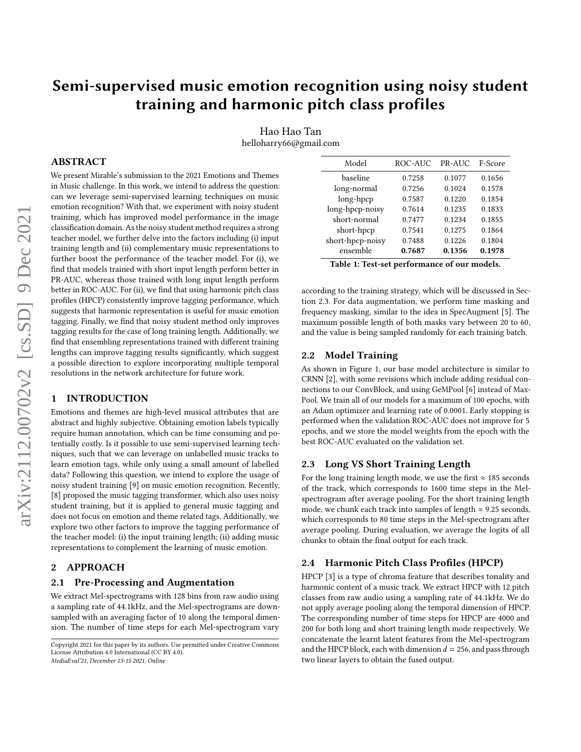# Semi-supervised music emotion recognition using noisy student training and harmonic pitch class profiles

Hao Hao Tan
helloharry66@gmail.com

## ABSTRACT

We present Mirable's submission to the 2021 Emotions and Themes in Music challenge. In this work, we intend to address the question: can we leverage semi-supervised learning techniques on music emotion recognition? With that, we experiment with noisy student training, which has improved model performance in the image classification domain. As the noisy student method requires a strong teacher model, we further delve into the factors including (i) input training length and (ii) complementary music representations to further boost the performance of the teacher model. For (i), we find that models trained with short input length perform better in PR-AUC, whereas those trained with long input length perform better in ROC-AUC. For (ii), we find that using harmonic pitch class profiles (HPCP) consistently improve tagging performance, which suggests that harmonic representation is useful for music emotion tagging. Finally, we find that noisy student method only improves tagging results for the case of long training length. Additionally, we find that ensembling representations trained with different training lengths can improve tagging results significantly, which suggest a possible direction to explore incorporating multiple temporal resolutions in the network architecture for future work.

## 1 INTRODUCTION

Emotions and themes are high-level musical attributes that are abstract and highly subjective. Obtaining emotion labels typically require human annotation, which can be time consuming and potentially costly. Is it possible to use semi-supervised learning techniques, such that we can leverage on unlabelled music tracks to learn emotion tags, while only using a small amount of labelled data? Following this question, we intend to explore the usage of noisy student training [9] on music emotion recognition. Recently, [8] proposed the music tagging transformer, which also uses noisy student training, but it is applied to general music tagging and does not focus on emotion and theme related tags. Additionally, we explore two other factors to improve the tagging performance of the teacher model: (i) the input training length; (ii) adding music representations to complement the learning of music emotion.

## 2 APPROACH

### 2.1 Pre-Processing and Augmentation

We extract Mel-spectrograms with 128 bins from raw audio using a sampling rate of 44.1kHz, and the Mel-spectrograms are downsampled with an averaging factor of 10 along the temporal dimension. The number of time steps for each Mel-spectrogram vary according to the training strategy, which will be discussed in Section 2.3. For data augmentation, we perform time masking and frequency masking, similar to the idea in SpecAugment [5]. The maximum possible length of both masks vary between 20 to 60, and the value is being sampled randomly for each training batch.

| Model | ROC-AUC | PR-AUC | F-Score |
|---|---|---|---|
| baseline | 0.7258 | 0.1077 | 0.1656 |
| long-normal | 0.7256 | 0.1024 | 0.1578 |
| long-hpcp | 0.7587 | 0.1220 | 0.1854 |
| long-hpcp-noisy | 0.7614 | 0.1235 | 0.1833 |
| short-normal | 0.7477 | 0.1234 | 0.1855 |
| short-hpcp | 0.7541 | 0.1275 | 0.1864 |
| short-hpcp-noisy | 0.7488 | 0.1226 | 0.1804 |
| ensemble | **0.7687** | **0.1356** | **0.1978** |

**Table 1: Test-set performance of our models.**

### 2.2 Model Training

As shown in Figure 1, our base model architecture is similar to CRNN [2], with some revisions which include adding residual connections to our ConvBlock, and using GeMPool [6] instead of MaxPool. We train all of our models for a maximum of 100 epochs, with an Adam optimizer and learning rate of 0.0001. Early stopping is performed when the validation ROC-AUC does not improve for 5 epochs, and we store the model weights from the epoch with the best ROC-AUC evaluated on the validation set.

### 2.3 Long VS Short Training Length

For the long training length mode, we use the first $\approx$ 185 seconds of the track, which corresponds to 1600 time steps in the Mel-spectrogram after average pooling. For the short training length mode, we chunk each track into samples of length $\approx$ 9.25 seconds, which corresponds to 80 time steps in the Mel-spectrogram after average pooling. During evaluation, we average the logits of all chunks to obtain the final output for each track.

### 2.4 Harmonic Pitch Class Profiles (HPCP)

HPCP [3] is a type of chroma feature that describes tonality and harmonic content of a music track. We extract HPCP with 12 pitch classes from raw audio using a sampling rate of 44.1kHz. We do not apply average pooling along the temporal dimension of HPCP. The corresponding number of time steps for HPCP are 4000 and 200 for both long and short training length mode respectively. We concatenate the learnt latent features from the Mel-spectrogram and the HPCP block, each with dimension $d = 256$, and pass through two linear layers to obtain the fused output.

Copyright 2021 for this paper by its authors. Use permitted under Creative Commons License Attribution 4.0 International (CC BY 4.0).
*MediaEval'21, December 13-15 2021, Online*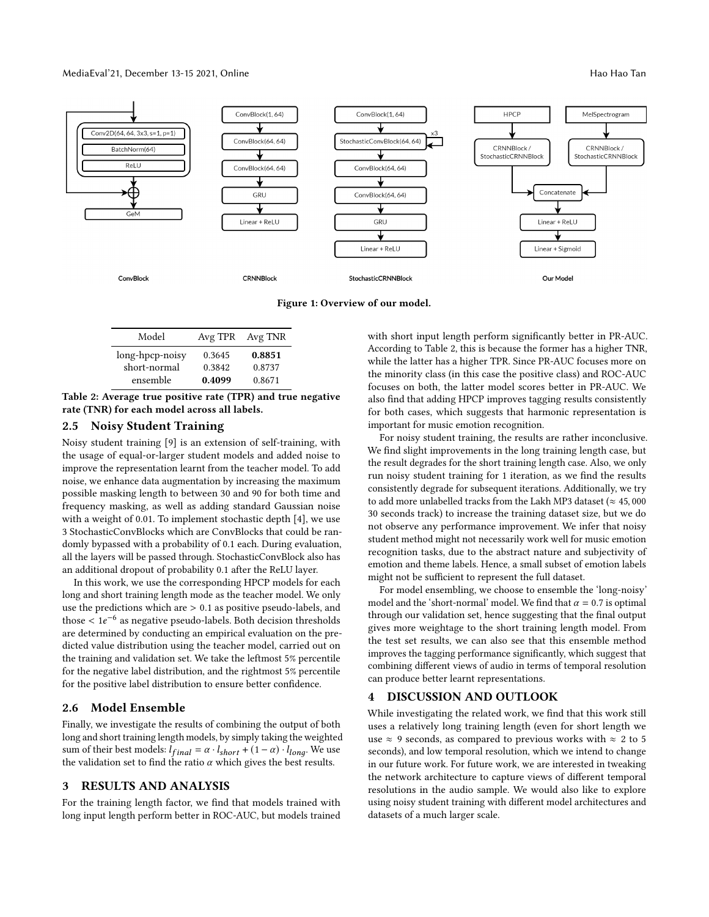Figure 1: Overview of our model.

| Model | Avg TPR | Avg TNR |
|---|---|---|
| long-hpcp-noisy | 0.3645 | **0.8851** |
| short-normal | 0.3842 | 0.8737 |
| ensemble | **0.4099** | 0.8671 |

**Table 2: Average true positive rate (TPR) and true negative rate (TNR) for each model across all labels.**

## 2.5 Noisy Student Training

Noisy student training [9] is an extension of self-training, with the usage of equal-or-larger student models and added noise to improve the representation learnt from the teacher model. To add noise, we enhance data augmentation by increasing the maximum possible masking length to between 30 and 90 for both time and frequency masking, as well as adding standard Gaussian noise with a weight of 0.01. To implement stochastic depth [4], we use 3 StochasticConvBlocks which are ConvBlocks that could be randomly bypassed with a probability of 0.1 each. During evaluation, all the layers will be passed through. StochasticConvBlock also has an additional dropout of probability 0.1 after the ReLU layer.

In this work, we use the corresponding HPCP models for each long and short training length mode as the teacher model. We only use the predictions which are $> 0.1$ as positive pseudo-labels, and those $< 1e^{-6}$ as negative pseudo-labels. Both decision thresholds are determined by conducting an empirical evaluation on the predicted value distribution using the teacher model, carried out on the training and validation set. We take the leftmost 5% percentile for the negative label distribution, and the rightmost 5% percentile for the positive label distribution to ensure better confidence.

## 2.6 Model Ensemble

Finally, we investigate the results of combining the output of both long and short training length models, by simply taking the weighted sum of their best models: $l_{final} = \alpha \cdot l_{short} + (1 - \alpha) \cdot l_{long}$. We use the validation set to find the ratio $\alpha$ which gives the best results.

# 3 RESULTS AND ANALYSIS

For the training length factor, we find that models trained with long input length perform better in ROC-AUC, but models trained with short input length perform significantly better in PR-AUC. According to Table 2, this is because the former has a higher TNR, while the latter has a higher TPR. Since PR-AUC focuses more on the minority class (in this case the positive class) and ROC-AUC focuses on both, the latter model scores better in PR-AUC. We also find that adding HPCP improves tagging results consistently for both cases, which suggests that harmonic representation is important for music emotion recognition.

For noisy student training, the results are rather inconclusive. We find slight improvements in the long training length case, but the result degrades for the short training length case. Also, we only run noisy student training for 1 iteration, as we find the results consistently degrade for subsequent iterations. Additionally, we try to add more unlabelled tracks from the Lakh MP3 dataset ($\approx 45,000$ 30 seconds track) to increase the training dataset size, but we do not observe any performance improvement. We infer that noisy student method might not necessarily work well for music emotion recognition tasks, due to the abstract nature and subjectivity of emotion and theme labels. Hence, a small subset of emotion labels might not be sufficient to represent the full dataset.

For model ensembling, we choose to ensemble the 'long-noisy' model and the 'short-normal' model. We find that $\alpha = 0.7$ is optimal through our validation set, hence suggesting that the final output gives more weightage to the short training length model. From the test set results, we can also see that this ensemble method improves the tagging performance significantly, which suggest that combining different views of audio in terms of temporal resolution can produce better learnt representations.

# 4 DISCUSSION AND OUTLOOK

While investigating the related work, we find that this work still uses a relatively long training length (even for short length we use $\approx 9$ seconds, as compared to previous works with $\approx 2$ to 5 seconds), and low temporal resolution, which we intend to change in our future work. For future work, we are interested in tweaking the network architecture to capture views of different temporal resolutions in the audio sample. We would also like to explore using noisy student training with different model architectures and datasets of a much larger scale.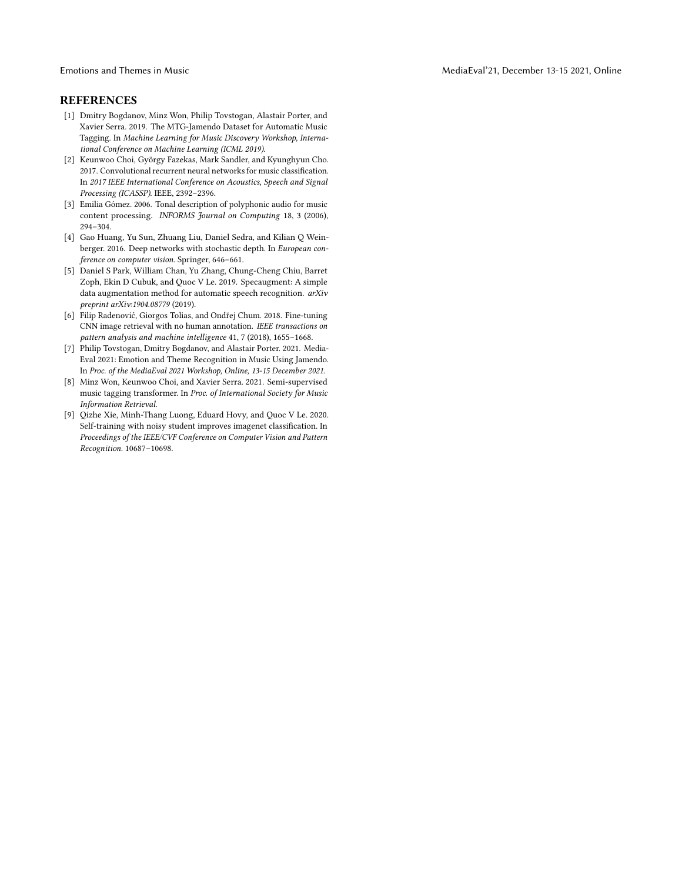## REFERENCES

[1] Dmitry Bogdanov, Minz Won, Philip Tovstogan, Alastair Porter, and Xavier Serra. 2019. The MTG-Jamendo Dataset for Automatic Music Tagging. In *Machine Learning for Music Discovery Workshop, International Conference on Machine Learning (ICML 2019)*.

[2] Keunwoo Choi, György Fazekas, Mark Sandler, and Kyunghyun Cho. 2017. Convolutional recurrent neural networks for music classification. In *2017 IEEE International Conference on Acoustics, Speech and Signal Processing (ICASSP)*. IEEE, 2392–2396.

[3] Emilia Gómez. 2006. Tonal description of polyphonic audio for music content processing. *INFORMS Journal on Computing* 18, 3 (2006), 294–304.

[4] Gao Huang, Yu Sun, Zhuang Liu, Daniel Sedra, and Kilian Q Weinberger. 2016. Deep networks with stochastic depth. In *European conference on computer vision*. Springer, 646–661.

[5] Daniel S Park, William Chan, Yu Zhang, Chung-Cheng Chiu, Barret Zoph, Ekin D Cubuk, and Quoc V Le. 2019. Specaugment: A simple data augmentation method for automatic speech recognition. *arXiv preprint arXiv:1904.08779* (2019).

[6] Filip Radenović, Giorgos Tolias, and Ondřej Chum. 2018. Fine-tuning CNN image retrieval with no human annotation. *IEEE transactions on pattern analysis and machine intelligence* 41, 7 (2018), 1655–1668.

[7] Philip Tovstogan, Dmitry Bogdanov, and Alastair Porter. 2021. MediaEval 2021: Emotion and Theme Recognition in Music Using Jamendo. In *Proc. of the MediaEval 2021 Workshop, Online, 13-15 December 2021*.

[8] Minz Won, Keunwoo Choi, and Xavier Serra. 2021. Semi-supervised music tagging transformer. In *Proc. of International Society for Music Information Retrieval*.

[9] Qizhe Xie, Minh-Thang Luong, Eduard Hovy, and Quoc V Le. 2020. Self-training with noisy student improves imagenet classification. In *Proceedings of the IEEE/CVF Conference on Computer Vision and Pattern Recognition*. 10687–10698.